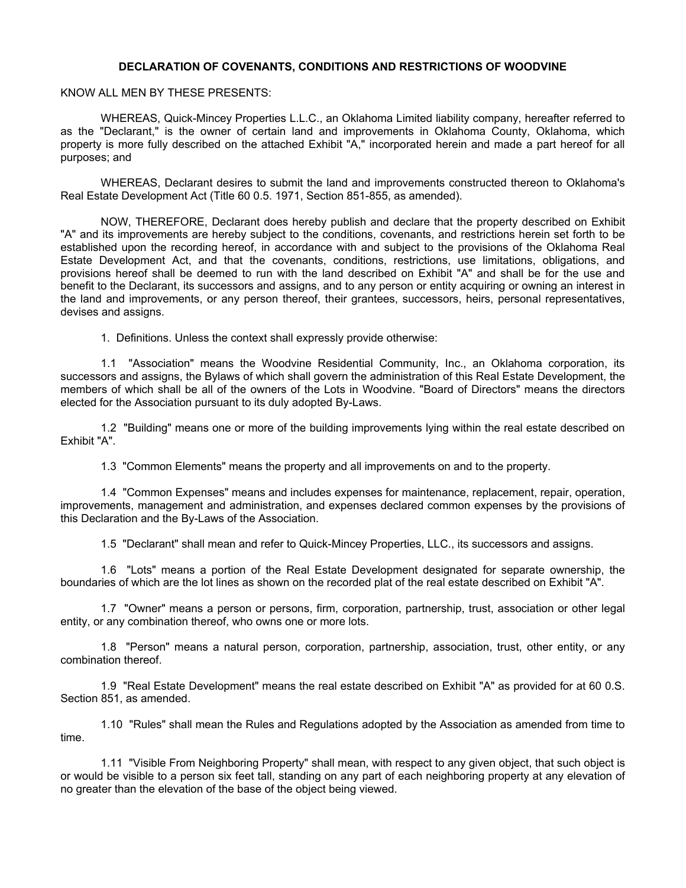**DECLARATION OF COVENANTS, CONDITIONS AND RESTRICTIONS OF WOODVINE**

KNOW ALL MEN BY THESE PRESENTS:

WHEREAS, Quick-Mincey Properties L.L.C., an Oklahoma Limited liability company, hereafter referred to as the "Declarant," is the owner of certain land and improvements in Oklahoma County, Oklahoma, which property is more fully described on the attached Exhibit "A," incorporated herein and made a part hereof for all purposes; and

WHEREAS, Declarant desires to submit the land and improvements constructed thereon to Oklahoma's Real Estate Development Act (Title 60 0.5. 1971, Section 851-855, as amended).

NOW, THEREFORE, Declarant does hereby publish and declare that the property described on Exhibit "A" and its improvements are hereby subject to the conditions, covenants, and restrictions herein set forth to be established upon the recording hereof, in accordance with and subject to the provisions of the Oklahoma Real Estate Development Act, and that the covenants, conditions, restrictions, use limitations, obligations, and provisions hereof shall be deemed to run with the land described on Exhibit "A" and shall be for the use and benefit to the Declarant, its successors and assigns, and to any person or entity acquiring or owning an interest in the land and improvements, or any person thereof, their grantees, successors, heirs, personal representatives, devises and assigns.

1. Definitions. Unless the context shall expressly provide otherwise:

1.1 "Association" means the Woodvine Residential Community, Inc., an Oklahoma corporation, its successors and assigns, the Bylaws of which shall govern the administration of this Real Estate Development, the members of which shall be all of the owners of the Lots in Woodvine. "Board of Directors" means the directors elected for the Association pursuant to its duly adopted By-Laws.

1.2 "Building" means one or more of the building improvements lying within the real estate described on Exhibit "A".

1.3 "Common Elements" means the property and all improvements on and to the property.

1.4 "Common Expenses" means and includes expenses for maintenance, replacement, repair, operation, improvements, management and administration, and expenses declared common expenses by the provisions of this Declaration and the By-Laws of the Association.

1.5 "Declarant" shall mean and refer to Quick-Mincey Properties, LLC., its successors and assigns.

1.6 "Lots" means a portion of the Real Estate Development designated for separate ownership, the boundaries of which are the lot lines as shown on the recorded plat of the real estate described on Exhibit "A".

1.7 "Owner" means a person or persons, firm, corporation, partnership, trust, association or other legal entity, or any combination thereof, who owns one or more lots.

1.8 "Person" means a natural person, corporation, partnership, association, trust, other entity, or any combination thereof.

1.9 "Real Estate Development" means the real estate described on Exhibit "A" as provided for at 60 0.S. Section 851, as amended.

1.10 "Rules" shall mean the Rules and Regulations adopted by the Association as amended from time to time.

1.11 "Visible From Neighboring Property" shall mean, with respect to any given object, that such object is or would be visible to a person six feet tall, standing on any part of each neighboring property at any elevation of no greater than the elevation of the base of the object being viewed.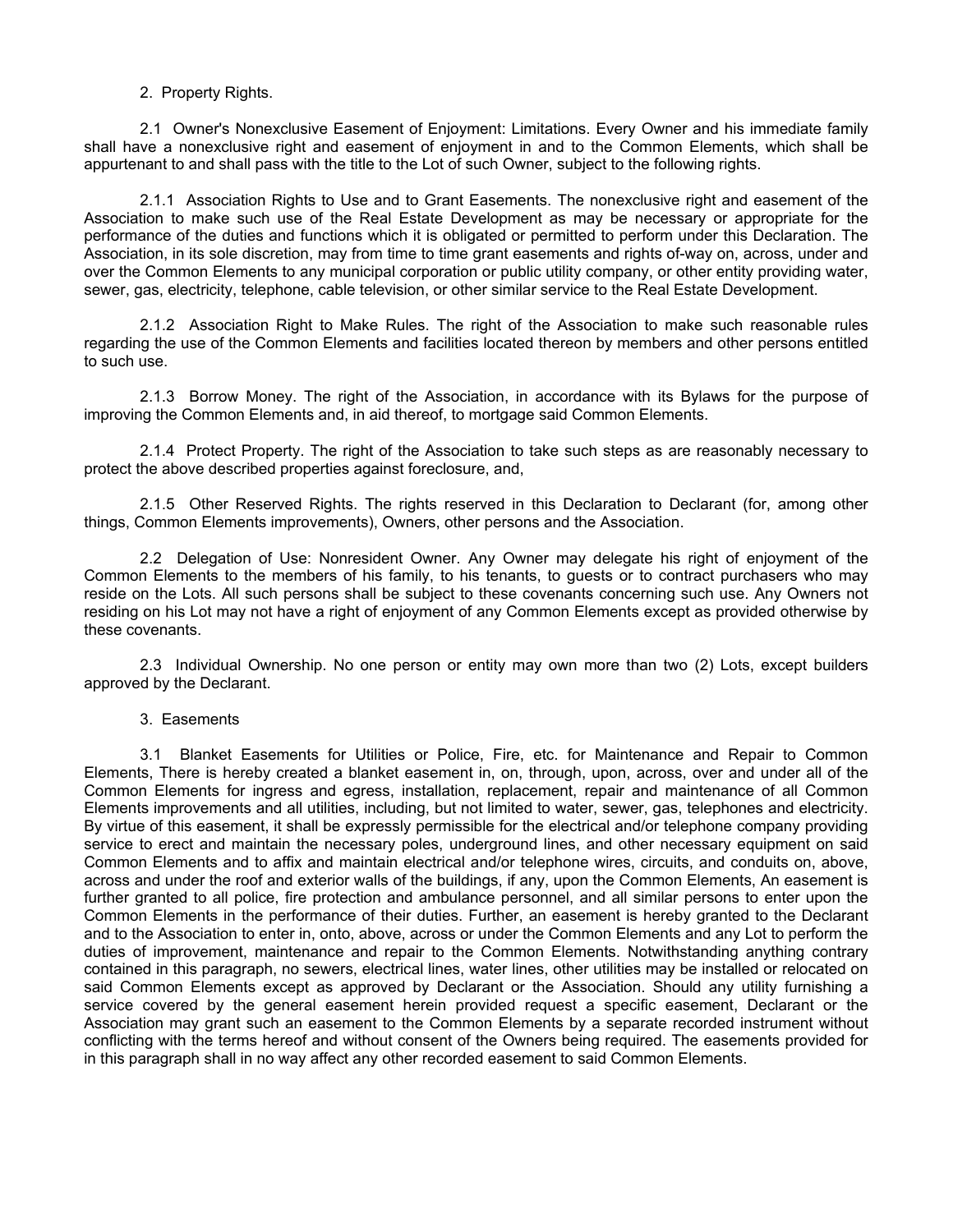2. Property Rights.

2.1 Owner's Nonexclusive Easement of Enjoyment: Limitations. Every Owner and his immediate family shall have a nonexclusive right and easement of enjoyment in and to the Common Elements, which shall be appurtenant to and shall pass with the title to the Lot of such Owner, subject to the following rights.

2.1.1 Association Rights to Use and to Grant Easements. The nonexclusive right and easement of the Association to make such use of the Real Estate Development as may be necessary or appropriate for the performance of the duties and functions which it is obligated or permitted to perform under this Declaration. The Association, in its sole discretion, may from time to time grant easements and rights of-way on, across, under and over the Common Elements to any municipal corporation or public utility company, or other entity providing water, sewer, gas, electricity, telephone, cable television, or other similar service to the Real Estate Development.

2.1.2 Association Right to Make Rules. The right of the Association to make such reasonable rules regarding the use of the Common Elements and facilities located thereon by members and other persons entitled to such use.

2.1.3 Borrow Money. The right of the Association, in accordance with its Bylaws for the purpose of improving the Common Elements and, in aid thereof, to mortgage said Common Elements.

2.1.4 Protect Property. The right of the Association to take such steps as are reasonably necessary to protect the above described properties against foreclosure, and,

2.1.5 Other Reserved Rights. The rights reserved in this Declaration to Declarant (for, among other things, Common Elements improvements), Owners, other persons and the Association.

2.2 Delegation of Use: Nonresident Owner. Any Owner may delegate his right of enjoyment of the Common Elements to the members of his family, to his tenants, to guests or to contract purchasers who may reside on the Lots. All such persons shall be subject to these covenants concerning such use. Any Owners not residing on his Lot may not have a right of enjoyment of any Common Elements except as provided otherwise by these covenants.

2.3 Individual Ownership. No one person or entity may own more than two (2) Lots, except builders approved by the Declarant.

3. Easements

3.1 Blanket Easements for Utilities or Police, Fire, etc. for Maintenance and Repair to Common Elements, There is hereby created a blanket easement in, on, through, upon, across, over and under all of the Common Elements for ingress and egress, installation, replacement, repair and maintenance of all Common Elements improvements and all utilities, including, but not limited to water, sewer, gas, telephones and electricity. By virtue of this easement, it shall be expressly permissible for the electrical and/or telephone company providing service to erect and maintain the necessary poles, underground lines, and other necessary equipment on said Common Elements and to affix and maintain electrical and/or telephone wires, circuits, and conduits on, above, across and under the roof and exterior walls of the buildings, if any, upon the Common Elements, An easement is further granted to all police, fire protection and ambulance personnel, and all similar persons to enter upon the Common Elements in the performance of their duties. Further, an easement is hereby granted to the Declarant and to the Association to enter in, onto, above, across or under the Common Elements and any Lot to perform the duties of improvement, maintenance and repair to the Common Elements. Notwithstanding anything contrary contained in this paragraph, no sewers, electrical lines, water lines, other utilities may be installed or relocated on said Common Elements except as approved by Declarant or the Association. Should any utility furnishing a service covered by the general easement herein provided request a specific easement, Declarant or the Association may grant such an easement to the Common Elements by a separate recorded instrument without conflicting with the terms hereof and without consent of the Owners being required. The easements provided for in this paragraph shall in no way affect any other recorded easement to said Common Elements.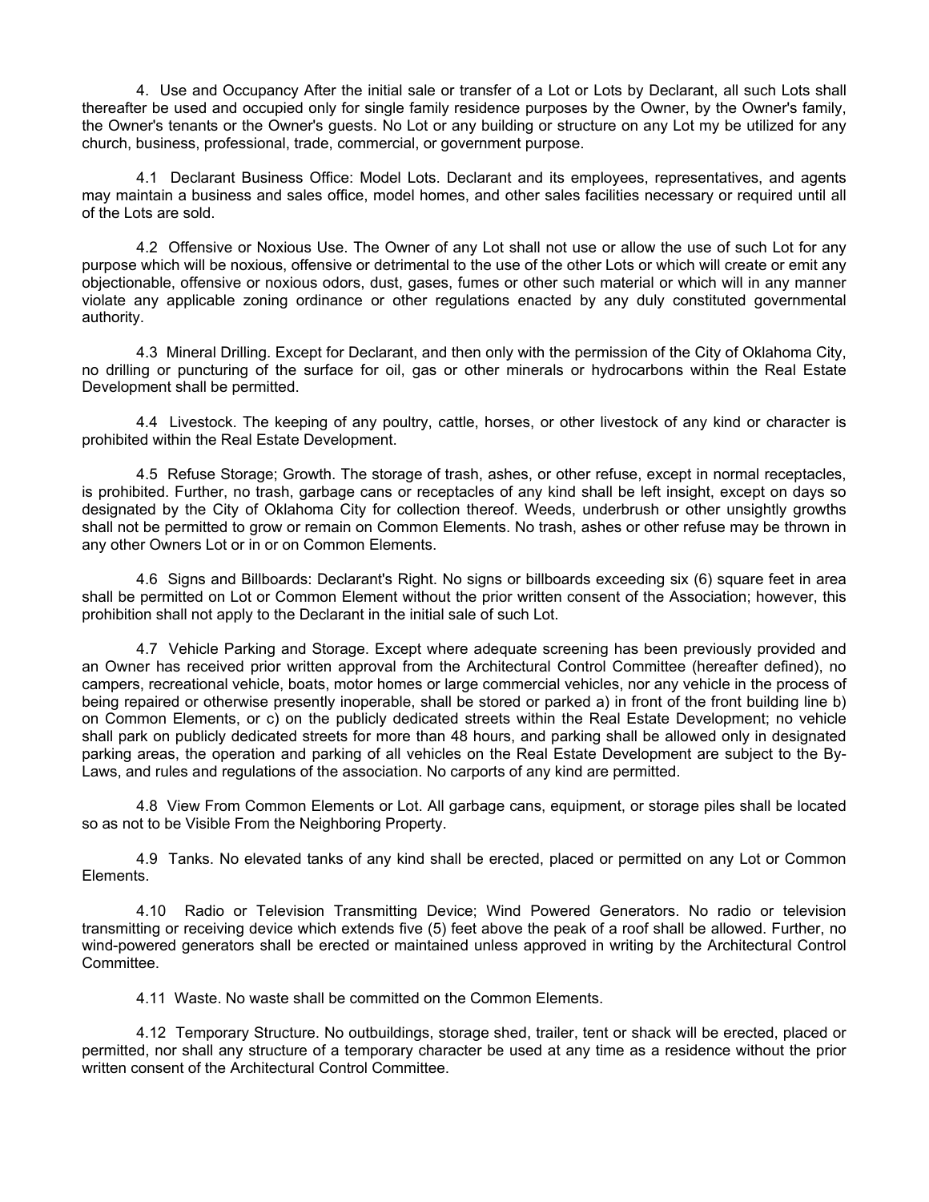4. Use and Occupancy After the initial sale or transfer of a Lot or Lots by Declarant, all such Lots shall thereafter be used and occupied only for single family residence purposes by the Owner, by the Owner's family, the Owner's tenants or the Owner's guests. No Lot or any building or structure on any Lot my be utilized for any church, business, professional, trade, commercial, or government purpose.

4.1 Declarant Business Office: Model Lots. Declarant and its employees, representatives, and agents may maintain a business and sales office, model homes, and other sales facilities necessary or required until all of the Lots are sold.

4.2 Offensive or Noxious Use. The Owner of any Lot shall not use or allow the use of such Lot for any purpose which will be noxious, offensive or detrimental to the use of the other Lots or which will create or emit any objectionable, offensive or noxious odors, dust, gases, fumes or other such material or which will in any manner violate any applicable zoning ordinance or other regulations enacted by any duly constituted governmental authority.

4.3 Mineral Drilling. Except for Declarant, and then only with the permission of the City of Oklahoma City, no drilling or puncturing of the surface for oil, gas or other minerals or hydrocarbons within the Real Estate Development shall be permitted.

4.4 Livestock. The keeping of any poultry, cattle, horses, or other livestock of any kind or character is prohibited within the Real Estate Development.

4.5 Refuse Storage; Growth. The storage of trash, ashes, or other refuse, except in normal receptacles, is prohibited. Further, no trash, garbage cans or receptacles of any kind shall be left insight, except on days so designated by the City of Oklahoma City for collection thereof. Weeds, underbrush or other unsightly growths shall not be permitted to grow or remain on Common Elements. No trash, ashes or other refuse may be thrown in any other Owners Lot or in or on Common Elements.

4.6 Signs and Billboards: Declarant's Right. No signs or billboards exceeding six (6) square feet in area shall be permitted on Lot or Common Element without the prior written consent of the Association; however, this prohibition shall not apply to the Declarant in the initial sale of such Lot.

4.7 Vehicle Parking and Storage. Except where adequate screening has been previously provided and an Owner has received prior written approval from the Architectural Control Committee (hereafter defined), no campers, recreational vehicle, boats, motor homes or large commercial vehicles, nor any vehicle in the process of being repaired or otherwise presently inoperable, shall be stored or parked a) in front of the front building line b) on Common Elements, or c) on the publicly dedicated streets within the Real Estate Development; no vehicle shall park on publicly dedicated streets for more than 48 hours, and parking shall be allowed only in designated parking areas, the operation and parking of all vehicles on the Real Estate Development are subject to the By-Laws, and rules and regulations of the association. No carports of any kind are permitted.

4.8 View From Common Elements or Lot. All garbage cans, equipment, or storage piles shall be located so as not to be Visible From the Neighboring Property.

4.9 Tanks. No elevated tanks of any kind shall be erected, placed or permitted on any Lot or Common Elements.

4.10 Radio or Television Transmitting Device; Wind Powered Generators. No radio or television transmitting or receiving device which extends five (5) feet above the peak of a roof shall be allowed. Further, no wind-powered generators shall be erected or maintained unless approved in writing by the Architectural Control Committee.

4.11 Waste. No waste shall be committed on the Common Elements.

4.12 Temporary Structure. No outbuildings, storage shed, trailer, tent or shack will be erected, placed or permitted, nor shall any structure of a temporary character be used at any time as a residence without the prior written consent of the Architectural Control Committee.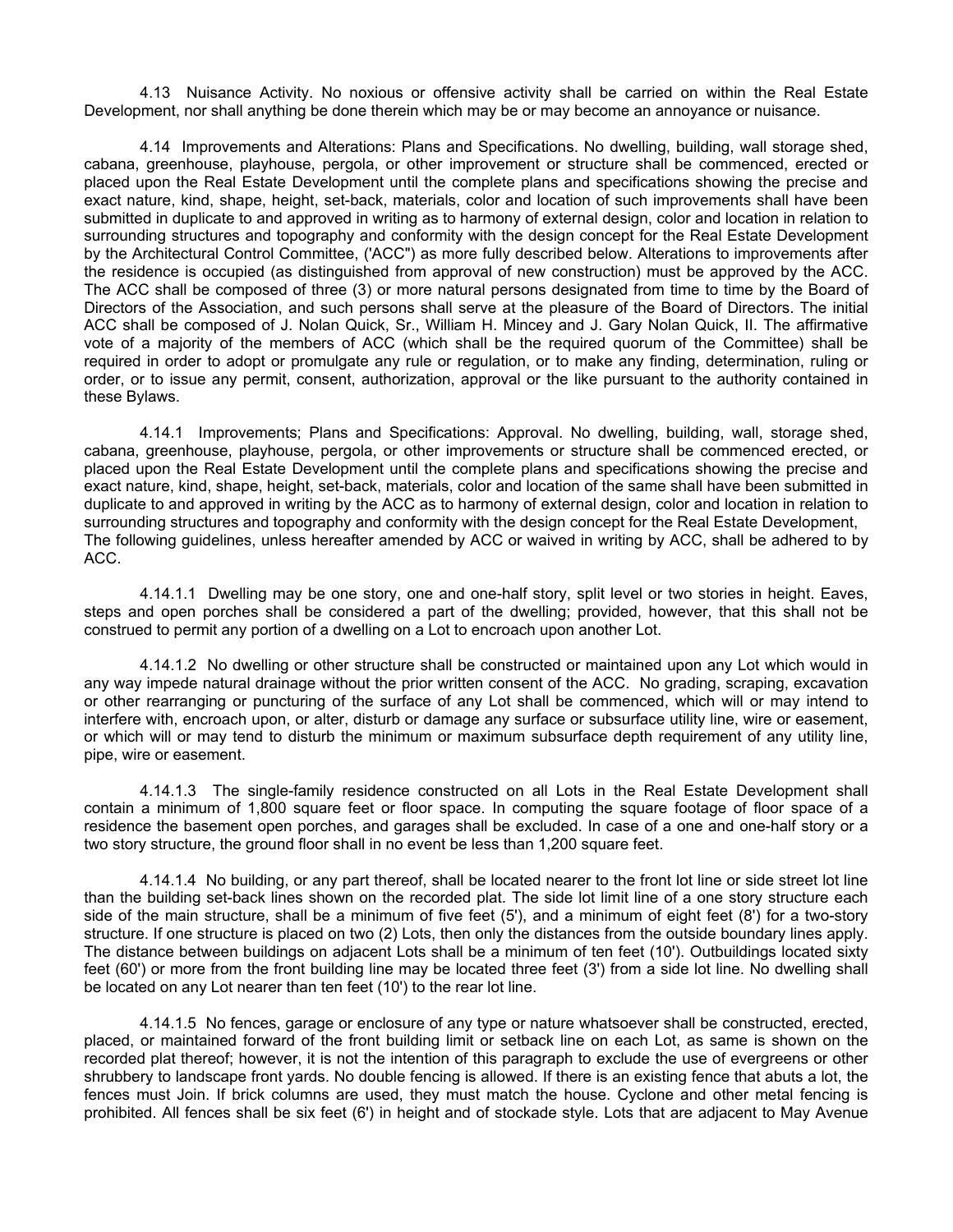4.13 Nuisance Activity. No noxious or offensive activity shall be carried on within the Real Estate Development, nor shall anything be done therein which may be or may become an annoyance or nuisance.

4.14 Improvements and Alterations: Plans and Specifications. No dwelling, building, wall storage shed, cabana, greenhouse, playhouse, pergola, or other improvement or structure shall be commenced, erected or placed upon the Real Estate Development until the complete plans and specifications showing the precise and exact nature, kind, shape, height, set-back, materials, color and location of such improvements shall have been submitted in duplicate to and approved in writing as to harmony of external design, color and location in relation to surrounding structures and topography and conformity with the design concept for the Real Estate Development by the Architectural Control Committee, ('ACC") as more fully described below. Alterations to improvements after the residence is occupied (as distinguished from approval of new construction) must be approved by the ACC. The ACC shall be composed of three (3) or more natural persons designated from time to time by the Board of Directors of the Association, and such persons shall serve at the pleasure of the Board of Directors. The initial ACC shall be composed of J. Nolan Quick, Sr., William H. Mincey and J. Gary Nolan Quick, II. The affirmative vote of a majority of the members of ACC (which shall be the required quorum of the Committee) shall be required in order to adopt or promulgate any rule or regulation, or to make any finding, determination, ruling or order, or to issue any permit, consent, authorization, approval or the like pursuant to the authority contained in these Bylaws.

4.14.1 Improvements; Plans and Specifications: Approval. No dwelling, building, wall, storage shed, cabana, greenhouse, playhouse, pergola, or other improvements or structure shall be commenced erected, or placed upon the Real Estate Development until the complete plans and specifications showing the precise and exact nature, kind, shape, height, set-back, materials, color and location of the same shall have been submitted in duplicate to and approved in writing by the ACC as to harmony of external design, color and location in relation to surrounding structures and topography and conformity with the design concept for the Real Estate Development, The following guidelines, unless hereafter amended by ACC or waived in writing by ACC, shall be adhered to by ACC.

4.14.1.1 Dwelling may be one story, one and one-half story, split level or two stories in height. Eaves, steps and open porches shall be considered a part of the dwelling; provided, however, that this shall not be construed to permit any portion of a dwelling on a Lot to encroach upon another Lot.

4.14.1.2 No dwelling or other structure shall be constructed or maintained upon any Lot which would in any way impede natural drainage without the prior written consent of the ACC. No grading, scraping, excavation or other rearranging or puncturing of the surface of any Lot shall be commenced, which will or may intend to interfere with, encroach upon, or alter, disturb or damage any surface or subsurface utility line, wire or easement, or which will or may tend to disturb the minimum or maximum subsurface depth requirement of any utility line, pipe, wire or easement.

4.14.1.3 The single-family residence constructed on all Lots in the Real Estate Development shall contain a minimum of 1,800 square feet or floor space. In computing the square footage of floor space of a residence the basement open porches, and garages shall be excluded. In case of a one and one-half story or a two story structure, the ground floor shall in no event be less than 1,200 square feet.

4.14.1.4 No building, or any part thereof, shall be located nearer to the front lot line or side street lot line than the building set-back lines shown on the recorded plat. The side lot limit line of a one story structure each side of the main structure, shall be a minimum of five feet (5'), and a minimum of eight feet (8') for a two-story structure. If one structure is placed on two (2) Lots, then only the distances from the outside boundary lines apply. The distance between buildings on adjacent Lots shall be a minimum of ten feet (10'). Outbuildings located sixty feet (60') or more from the front building line may be located three feet (3') from a side lot line. No dwelling shall be located on any Lot nearer than ten feet (10') to the rear lot line.

4.14.1.5 No fences, garage or enclosure of any type or nature whatsoever shall be constructed, erected, placed, or maintained forward of the front building limit or setback line on each Lot, as same is shown on the recorded plat thereof; however, it is not the intention of this paragraph to exclude the use of evergreens or other shrubbery to landscape front yards. No double fencing is allowed. If there is an existing fence that abuts a lot, the fences must Join. If brick columns are used, they must match the house. Cyclone and other metal fencing is prohibited. All fences shall be six feet (6') in height and of stockade style. Lots that are adjacent to May Avenue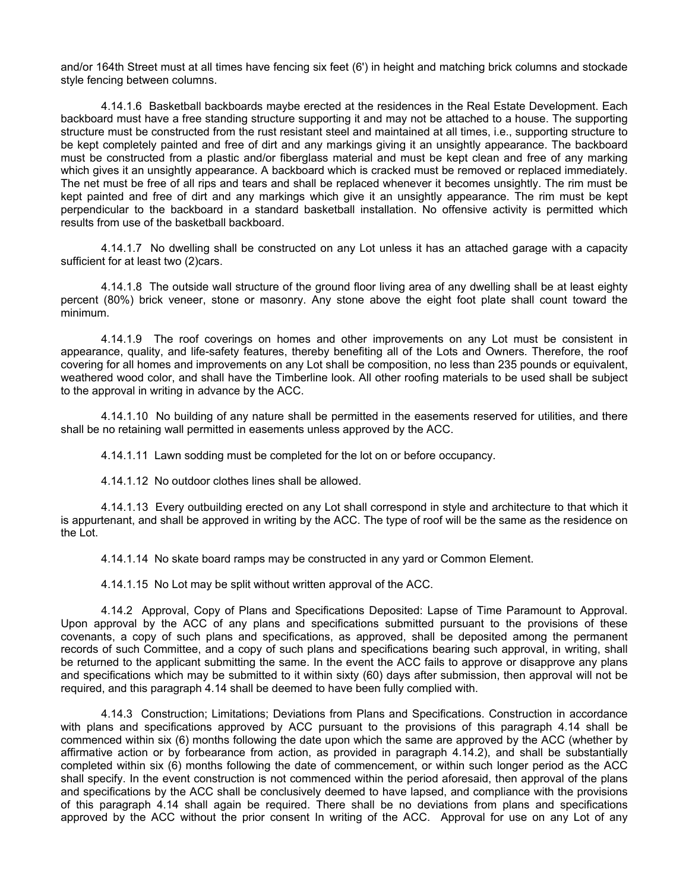and/or 164th Street must at all times have fencing six feet (6') in height and matching brick columns and stockade style fencing between columns.

4.14.1.6 Basketball backboards maybe erected at the residences in the Real Estate Development. Each backboard must have a free standing structure supporting it and may not be attached to a house. The supporting structure must be constructed from the rust resistant steel and maintained at all times, i.e., supporting structure to be kept completely painted and free of dirt and any markings giving it an unsightly appearance. The backboard must be constructed from a plastic and/or fiberglass material and must be kept clean and free of any marking which gives it an unsightly appearance. A backboard which is cracked must be removed or replaced immediately. The net must be free of all rips and tears and shall be replaced whenever it becomes unsightly. The rim must be kept painted and free of dirt and any markings which give it an unsightly appearance. The rim must be kept perpendicular to the backboard in a standard basketball installation. No offensive activity is permitted which results from use of the basketball backboard.

4.14.1.7 No dwelling shall be constructed on any Lot unless it has an attached garage with a capacity sufficient for at least two (2)cars.

4.14.1.8 The outside wall structure of the ground floor living area of any dwelling shall be at least eighty percent (80%) brick veneer, stone or masonry. Any stone above the eight foot plate shall count toward the minimum.

4.14.1.9 The roof coverings on homes and other improvements on any Lot must be consistent in appearance, quality, and life-safety features, thereby benefiting all of the Lots and Owners. Therefore, the roof covering for all homes and improvements on any Lot shall be composition, no less than 235 pounds or equivalent, weathered wood color, and shall have the Timberline look. All other roofing materials to be used shall be subject to the approval in writing in advance by the ACC.

4.14.1.10 No building of any nature shall be permitted in the easements reserved for utilities, and there shall be no retaining wall permitted in easements unless approved by the ACC.

4.14.1.11 Lawn sodding must be completed for the lot on or before occupancy.

4.14.1.12 No outdoor clothes lines shall be allowed.

4.14.1.13 Every outbuilding erected on any Lot shall correspond in style and architecture to that which it is appurtenant, and shall be approved in writing by the ACC. The type of roof will be the same as the residence on the Lot.

4.14.1.14 No skate board ramps may be constructed in any yard or Common Element.

4.14.1.15 No Lot may be split without written approval of the ACC.

4.14.2 Approval, Copy of Plans and Specifications Deposited: Lapse of Time Paramount to Approval. Upon approval by the ACC of any plans and specifications submitted pursuant to the provisions of these covenants, a copy of such plans and specifications, as approved, shall be deposited among the permanent records of such Committee, and a copy of such plans and specifications bearing such approval, in writing, shall be returned to the applicant submitting the same. In the event the ACC fails to approve or disapprove any plans and specifications which may be submitted to it within sixty (60) days after submission, then approval will not be required, and this paragraph 4.14 shall be deemed to have been fully complied with.

4.14.3 Construction; Limitations; Deviations from Plans and Specifications. Construction in accordance with plans and specifications approved by ACC pursuant to the provisions of this paragraph 4.14 shall be commenced within six (6) months following the date upon which the same are approved by the ACC (whether by affirmative action or by forbearance from action, as provided in paragraph 4.14.2), and shall be substantially completed within six (6) months following the date of commencement, or within such longer period as the ACC shall specify. In the event construction is not commenced within the period aforesaid, then approval of the plans and specifications by the ACC shall be conclusively deemed to have lapsed, and compliance with the provisions of this paragraph 4.14 shall again be required. There shall be no deviations from plans and specifications approved by the ACC without the prior consent In writing of the ACC. Approval for use on any Lot of any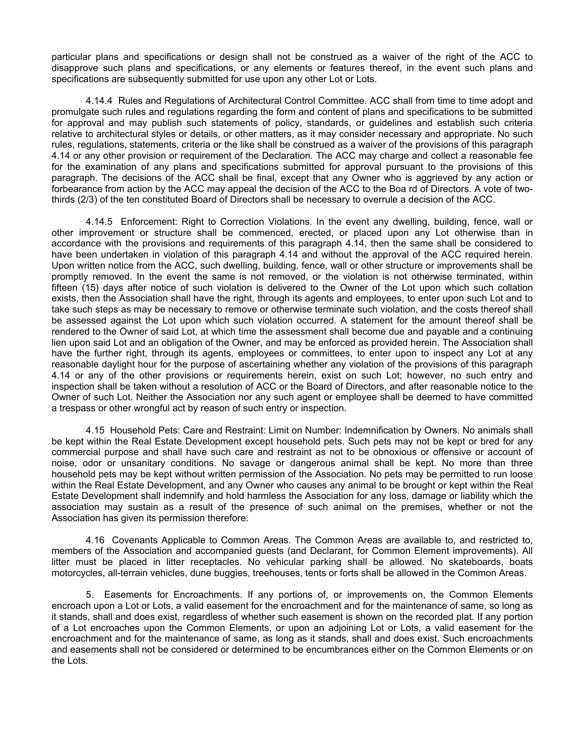particular plans and specifications or design shall not be construed as a waiver of the right of the ACC to disapprove such plans and specifications, or any elements or features thereof, in the event such plans and specifications are subsequently submitted for use upon any other Lot or Lots.

4.14.4 Rules and Regulations of Architectural Control Committee. ACC shall from time to time adopt and promulgate such rules and regulations regarding the form and content of plans and specifications to be submitted for approval and may publish such statements of policy, standards, or guidelines and establish such criteria relative to architectural styles or details, or other matters, as it may consider necessary and appropriate. No such rules, regulations, statements, criteria or the like shall be construed as a waiver of the provisions of this paragraph 4.14 or any other provision or requirement of the Declaration. The ACC may charge and collect a reasonable fee for the examination of any plans and specifications submitted for approval pursuant to the provisions of this paragraph. The decisions of the ACC shall be final, except that any Owner who is aggrieved by any action or forbearance from action by the ACC may appeal the decision of the ACC to the Boa rd of Directors. A vote of two-thirds (2/3) of the ten constituted Board of Directors shall be necessary to overrule a decision of the ACC.

4.14.5 Enforcement: Right to Correction Violations. In the event any dwelling, building, fence, wall or other improvement or structure shall be commenced, erected, or placed upon any Lot otherwise than in accordance with the provisions and requirements of this paragraph 4.14, then the same shall be considered to have been undertaken in violation of this paragraph 4.14 and without the approval of the ACC required herein. Upon written notice from the ACC, such dwelling, building, fence, wall or other structure or improvements shall be promptly removed. In the event the same is not removed, or the violation is not otherwise terminated, within fifteen (15) days after notice of such violation is delivered to the Owner of the Lot upon which such collation exists, then the Association shall have the right, through its agents and employees, to enter upon such Lot and to take such steps as may be necessary to remove or otherwise terminate such violation, and the costs thereof shall be assessed against the Lot upon which such violation occurred. A statement for the amount thereof shall be rendered to the Owner of said Lot, at which time the assessment shall become due and payable and a continuing lien upon said Lot and an obligation of the Owner, and may be enforced as provided herein. The Association shall have the further right, through its agents, employees or committees, to enter upon to inspect any Lot at any reasonable daylight hour for the purpose of ascertaining whether any violation of the provisions of this paragraph 4.14 or any of the other provisions or requirements herein, exist on such Lot; however, no such entry and inspection shall be taken without a resolution of ACC or the Board of Directors, and after reasonable notice to the Owner of such Lot. Neither the Association nor any such agent or employee shall be deemed to have committed a trespass or other wrongful act by reason of such entry or inspection.

4.15 Household Pets: Care and Restraint: Limit on Number: Indemnification by Owners. No animals shall be kept within the Real Estate Development except household pets. Such pets may not be kept or bred for any commercial purpose and shall have such care and restraint as not to be obnoxious or offensive or account of noise, odor or unsanitary conditions. No savage or dangerous animal shall be kept. No more than three household pets may be kept without written permission of the Association. No pets may be permitted to run loose within the Real Estate Development, and any Owner who causes any animal to be brought or kept within the Real Estate Development shall indemnify and hold harmless the Association for any loss, damage or liability which the association may sustain as a result of the presence of such animal on the premises, whether or not the Association has given its permission therefore.

4.16 Covenants Applicable to Common Areas. The Common Areas are available to, and restricted to, members of the Association and accompanied guests (and Declarant, for Common Element improvements). All litter must be placed in litter receptacles. No vehicular parking shall be allowed. No skateboards, boats motorcycles, all-terrain vehicles, dune buggies, treehouses, tents or forts shall be allowed in the Common Areas.

5. Easements for Encroachments. If any portions of, or improvements on, the Common Elements encroach upon a Lot or Lots, a valid easement for the encroachment and for the maintenance of same, so long as it stands, shall and does exist, regardless of whether such easement is shown on the recorded plat. If any portion of a Lot encroaches upon the Common Elements, or upon an adjoining Lot or Lots, a valid easement for the encroachment and for the maintenance of same, as long as it stands, shall and does exist. Such encroachments and easements shall not be considered or determined to be encumbrances either on the Common Elements or on the Lots.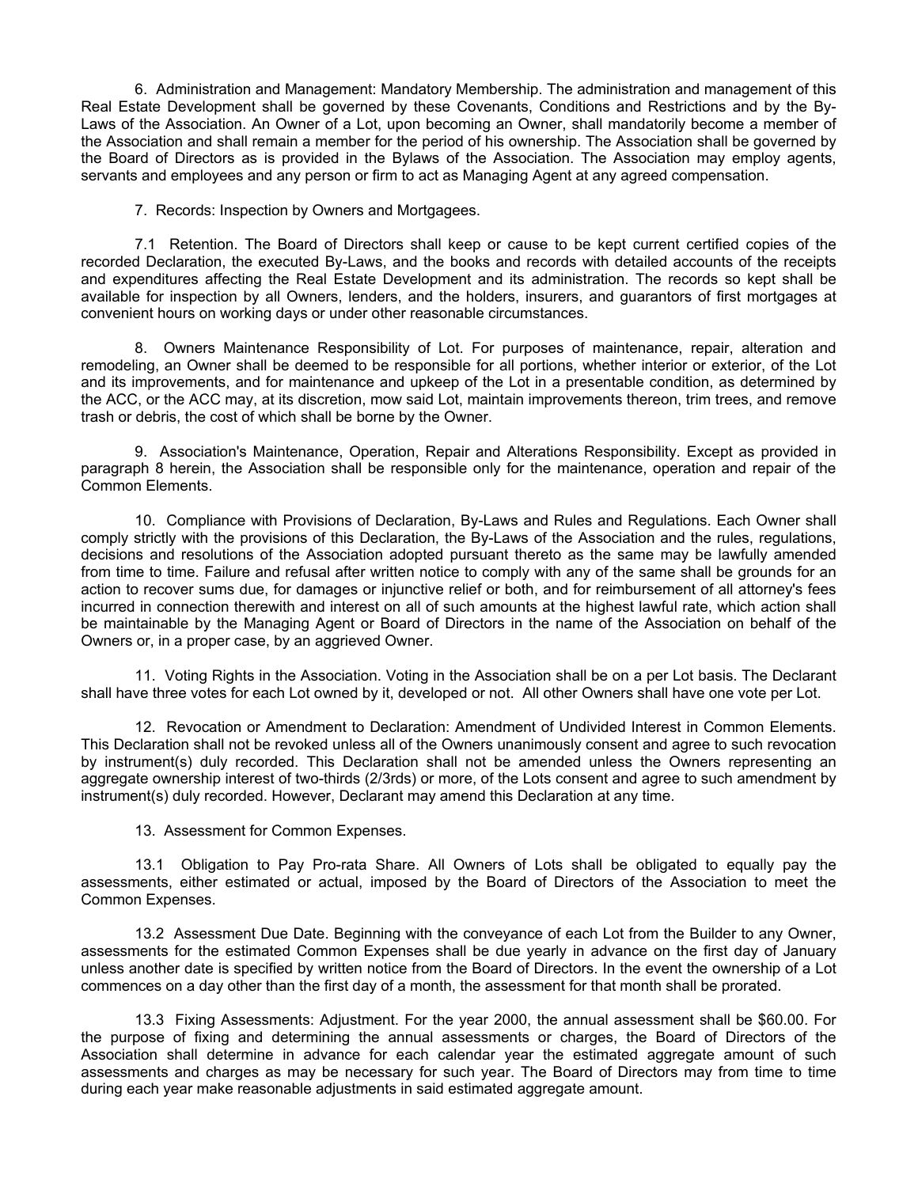6. Administration and Management: Mandatory Membership. The administration and management of this Real Estate Development shall be governed by these Covenants, Conditions and Restrictions and by the By-Laws of the Association. An Owner of a Lot, upon becoming an Owner, shall mandatorily become a member of the Association and shall remain a member for the period of his ownership. The Association shall be governed by the Board of Directors as is provided in the Bylaws of the Association. The Association may employ agents, servants and employees and any person or firm to act as Managing Agent at any agreed compensation.

7. Records: Inspection by Owners and Mortgagees.

7.1 Retention. The Board of Directors shall keep or cause to be kept current certified copies of the recorded Declaration, the executed By-Laws, and the books and records with detailed accounts of the receipts and expenditures affecting the Real Estate Development and its administration. The records so kept shall be available for inspection by all Owners, lenders, and the holders, insurers, and guarantors of first mortgages at convenient hours on working days or under other reasonable circumstances.

8. Owners Maintenance Responsibility of Lot. For purposes of maintenance, repair, alteration and remodeling, an Owner shall be deemed to be responsible for all portions, whether interior or exterior, of the Lot and its improvements, and for maintenance and upkeep of the Lot in a presentable condition, as determined by the ACC, or the ACC may, at its discretion, mow said Lot, maintain improvements thereon, trim trees, and remove trash or debris, the cost of which shall be borne by the Owner.

9. Association's Maintenance, Operation, Repair and Alterations Responsibility. Except as provided in paragraph 8 herein, the Association shall be responsible only for the maintenance, operation and repair of the Common Elements.

10. Compliance with Provisions of Declaration, By-Laws and Rules and Regulations. Each Owner shall comply strictly with the provisions of this Declaration, the By-Laws of the Association and the rules, regulations, decisions and resolutions of the Association adopted pursuant thereto as the same may be lawfully amended from time to time. Failure and refusal after written notice to comply with any of the same shall be grounds for an action to recover sums due, for damages or injunctive relief or both, and for reimbursement of all attorney's fees incurred in connection therewith and interest on all of such amounts at the highest lawful rate, which action shall be maintainable by the Managing Agent or Board of Directors in the name of the Association on behalf of the Owners or, in a proper case, by an aggrieved Owner.

11. Voting Rights in the Association. Voting in the Association shall be on a per Lot basis. The Declarant shall have three votes for each Lot owned by it, developed or not. All other Owners shall have one vote per Lot.

12. Revocation or Amendment to Declaration: Amendment of Undivided Interest in Common Elements. This Declaration shall not be revoked unless all of the Owners unanimously consent and agree to such revocation by instrument(s) duly recorded. This Declaration shall not be amended unless the Owners representing an aggregate ownership interest of two-thirds (2/3rds) or more, of the Lots consent and agree to such amendment by instrument(s) duly recorded. However, Declarant may amend this Declaration at any time.

13. Assessment for Common Expenses.

13.1 Obligation to Pay Pro-rata Share. All Owners of Lots shall be obligated to equally pay the assessments, either estimated or actual, imposed by the Board of Directors of the Association to meet the Common Expenses.

13.2 Assessment Due Date. Beginning with the conveyance of each Lot from the Builder to any Owner, assessments for the estimated Common Expenses shall be due yearly in advance on the first day of January unless another date is specified by written notice from the Board of Directors. In the event the ownership of a Lot commences on a day other than the first day of a month, the assessment for that month shall be prorated.

13.3 Fixing Assessments: Adjustment. For the year 2000, the annual assessment shall be $60.00. For the purpose of fixing and determining the annual assessments or charges, the Board of Directors of the Association shall determine in advance for each calendar year the estimated aggregate amount of such assessments and charges as may be necessary for such year. The Board of Directors may from time to time during each year make reasonable adjustments in said estimated aggregate amount.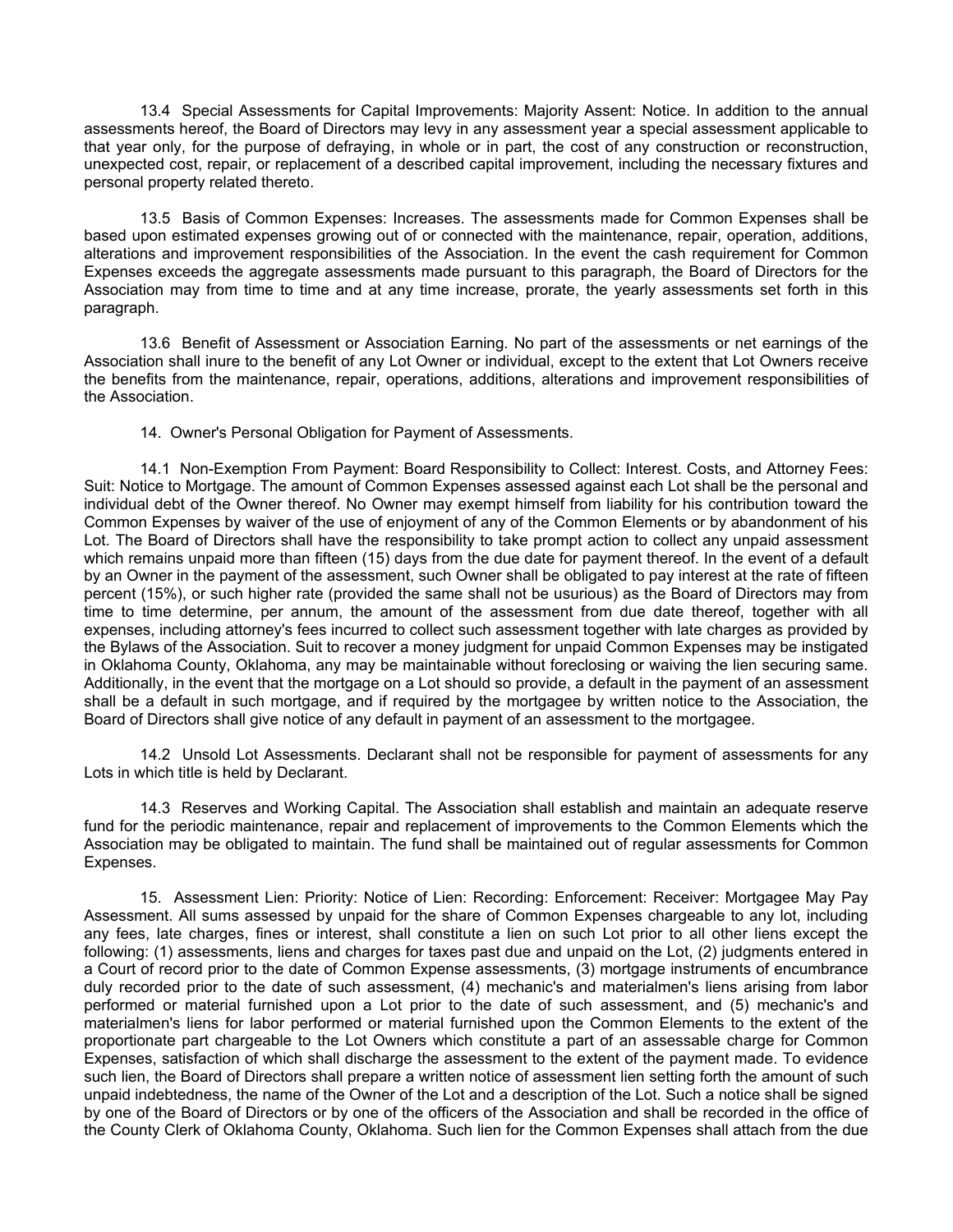13.4 Special Assessments for Capital Improvements: Majority Assent: Notice. In addition to the annual assessments hereof, the Board of Directors may levy in any assessment year a special assessment applicable to that year only, for the purpose of defraying, in whole or in part, the cost of any construction or reconstruction, unexpected cost, repair, or replacement of a described capital improvement, including the necessary fixtures and personal property related thereto.

13.5 Basis of Common Expenses: Increases. The assessments made for Common Expenses shall be based upon estimated expenses growing out of or connected with the maintenance, repair, operation, additions, alterations and improvement responsibilities of the Association. In the event the cash requirement for Common Expenses exceeds the aggregate assessments made pursuant to this paragraph, the Board of Directors for the Association may from time to time and at any time increase, prorate, the yearly assessments set forth in this paragraph.

13.6 Benefit of Assessment or Association Earning. No part of the assessments or net earnings of the Association shall inure to the benefit of any Lot Owner or individual, except to the extent that Lot Owners receive the benefits from the maintenance, repair, operations, additions, alterations and improvement responsibilities of the Association.

14. Owner's Personal Obligation for Payment of Assessments.

14.1 Non-Exemption From Payment: Board Responsibility to Collect: Interest. Costs, and Attorney Fees: Suit: Notice to Mortgage. The amount of Common Expenses assessed against each Lot shall be the personal and individual debt of the Owner thereof. No Owner may exempt himself from liability for his contribution toward the Common Expenses by waiver of the use of enjoyment of any of the Common Elements or by abandonment of his Lot. The Board of Directors shall have the responsibility to take prompt action to collect any unpaid assessment which remains unpaid more than fifteen (15) days from the due date for payment thereof. In the event of a default by an Owner in the payment of the assessment, such Owner shall be obligated to pay interest at the rate of fifteen percent (15%), or such higher rate (provided the same shall not be usurious) as the Board of Directors may from time to time determine, per annum, the amount of the assessment from due date thereof, together with all expenses, including attorney's fees incurred to collect such assessment together with late charges as provided by the Bylaws of the Association. Suit to recover a money judgment for unpaid Common Expenses may be instigated in Oklahoma County, Oklahoma, any may be maintainable without foreclosing or waiving the lien securing same. Additionally, in the event that the mortgage on a Lot should so provide, a default in the payment of an assessment shall be a default in such mortgage, and if required by the mortgagee by written notice to the Association, the Board of Directors shall give notice of any default in payment of an assessment to the mortgagee.

14.2 Unsold Lot Assessments. Declarant shall not be responsible for payment of assessments for any Lots in which title is held by Declarant.

14.3 Reserves and Working Capital. The Association shall establish and maintain an adequate reserve fund for the periodic maintenance, repair and replacement of improvements to the Common Elements which the Association may be obligated to maintain. The fund shall be maintained out of regular assessments for Common Expenses.

15. Assessment Lien: Priority: Notice of Lien: Recording: Enforcement: Receiver: Mortgagee May Pay Assessment. All sums assessed by unpaid for the share of Common Expenses chargeable to any lot, including any fees, late charges, fines or interest, shall constitute a lien on such Lot prior to all other liens except the following: (1) assessments, liens and charges for taxes past due and unpaid on the Lot, (2) judgments entered in a Court of record prior to the date of Common Expense assessments, (3) mortgage instruments of encumbrance duly recorded prior to the date of such assessment, (4) mechanic's and materialmen's liens arising from labor performed or material furnished upon a Lot prior to the date of such assessment, and (5) mechanic's and materialmen's liens for labor performed or material furnished upon the Common Elements to the extent of the proportionate part chargeable to the Lot Owners which constitute a part of an assessable charge for Common Expenses, satisfaction of which shall discharge the assessment to the extent of the payment made. To evidence such lien, the Board of Directors shall prepare a written notice of assessment lien setting forth the amount of such unpaid indebtedness, the name of the Owner of the Lot and a description of the Lot. Such a notice shall be signed by one of the Board of Directors or by one of the officers of the Association and shall be recorded in the office of the County Clerk of Oklahoma County, Oklahoma. Such lien for the Common Expenses shall attach from the due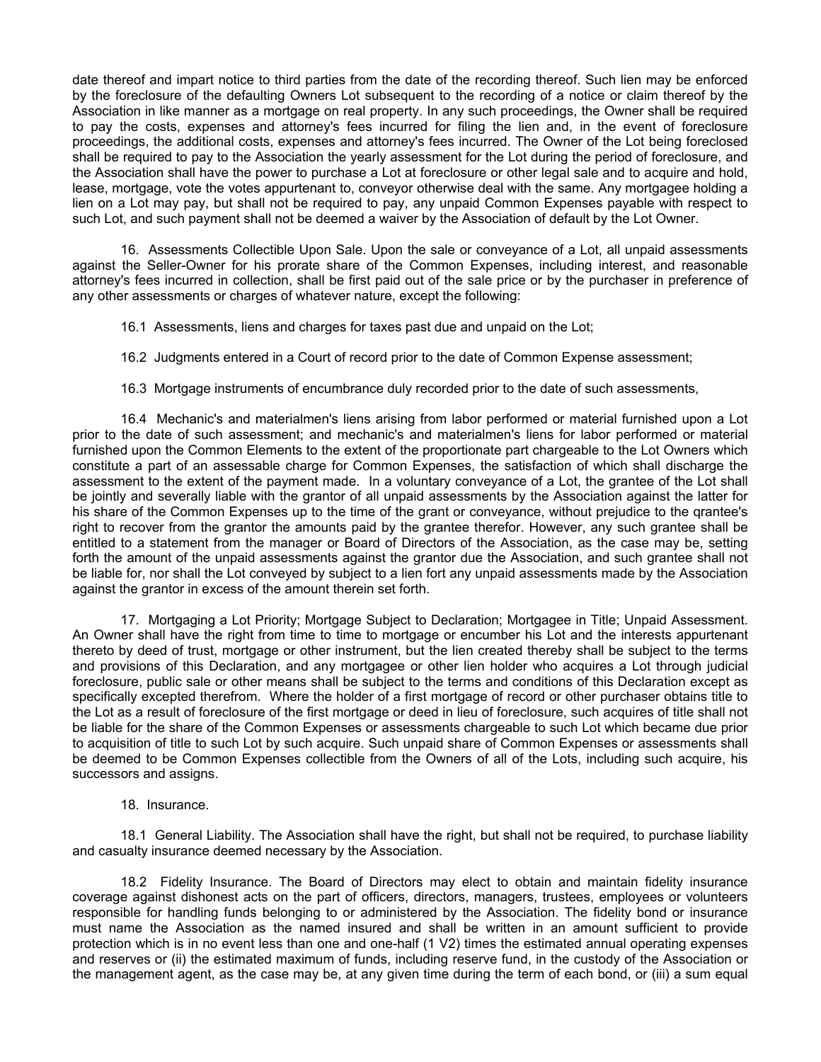date thereof and impart notice to third parties from the date of the recording thereof. Such lien may be enforced by the foreclosure of the defaulting Owners Lot subsequent to the recording of a notice or claim thereof by the Association in like manner as a mortgage on real property. In any such proceedings, the Owner shall be required to pay the costs, expenses and attorney's fees incurred for filing the lien and, in the event of foreclosure proceedings, the additional costs, expenses and attorney's fees incurred. The Owner of the Lot being foreclosed shall be required to pay to the Association the yearly assessment for the Lot during the period of foreclosure, and the Association shall have the power to purchase a Lot at foreclosure or other legal sale and to acquire and hold, lease, mortgage, vote the votes appurtenant to, conveyor otherwise deal with the same. Any mortgagee holding a lien on a Lot may pay, but shall not be required to pay, any unpaid Common Expenses payable with respect to such Lot, and such payment shall not be deemed a waiver by the Association of default by the Lot Owner.

16. Assessments Collectible Upon Sale. Upon the sale or conveyance of a Lot, all unpaid assessments against the Seller-Owner for his prorate share of the Common Expenses, including interest, and reasonable attorney's fees incurred in collection, shall be first paid out of the sale price or by the purchaser in preference of any other assessments or charges of whatever nature, except the following:

16.1 Assessments, liens and charges for taxes past due and unpaid on the Lot;

16.2 Judgments entered in a Court of record prior to the date of Common Expense assessment;

16.3 Mortgage instruments of encumbrance duly recorded prior to the date of such assessments,

16.4 Mechanic's and materialmen's liens arising from labor performed or material furnished upon a Lot prior to the date of such assessment; and mechanic's and materialmen's liens for labor performed or material furnished upon the Common Elements to the extent of the proportionate part chargeable to the Lot Owners which constitute a part of an assessable charge for Common Expenses, the satisfaction of which shall discharge the assessment to the extent of the payment made. In a voluntary conveyance of a Lot, the grantee of the Lot shall be jointly and severally liable with the grantor of all unpaid assessments by the Association against the latter for his share of the Common Expenses up to the time of the grant or conveyance, without prejudice to the qrantee's right to recover from the grantor the amounts paid by the grantee therefor. However, any such grantee shall be entitled to a statement from the manager or Board of Directors of the Association, as the case may be, setting forth the amount of the unpaid assessments against the grantor due the Association, and such grantee shall not be liable for, nor shall the Lot conveyed by subject to a lien fort any unpaid assessments made by the Association against the grantor in excess of the amount therein set forth.

17. Mortgaging a Lot Priority; Mortgage Subject to Declaration; Mortgagee in Title; Unpaid Assessment. An Owner shall have the right from time to time to mortgage or encumber his Lot and the interests appurtenant thereto by deed of trust, mortgage or other instrument, but the lien created thereby shall be subject to the terms and provisions of this Declaration, and any mortgagee or other lien holder who acquires a Lot through judicial foreclosure, public sale or other means shall be subject to the terms and conditions of this Declaration except as specifically excepted therefrom. Where the holder of a first mortgage of record or other purchaser obtains title to the Lot as a result of foreclosure of the first mortgage or deed in lieu of foreclosure, such acquires of title shall not be liable for the share of the Common Expenses or assessments chargeable to such Lot which became due prior to acquisition of title to such Lot by such acquire. Such unpaid share of Common Expenses or assessments shall be deemed to be Common Expenses collectible from the Owners of all of the Lots, including such acquire, his successors and assigns.

18. Insurance.

18.1 General Liability. The Association shall have the right, but shall not be required, to purchase liability and casualty insurance deemed necessary by the Association.

18.2 Fidelity Insurance. The Board of Directors may elect to obtain and maintain fidelity insurance coverage against dishonest acts on the part of officers, directors, managers, trustees, employees or volunteers responsible for handling funds belonging to or administered by the Association. The fidelity bond or insurance must name the Association as the named insured and shall be written in an amount sufficient to provide protection which is in no event less than one and one-half (1 V2) times the estimated annual operating expenses and reserves or (ii) the estimated maximum of funds, including reserve fund, in the custody of the Association or the management agent, as the case may be, at any given time during the term of each bond, or (iii) a sum equal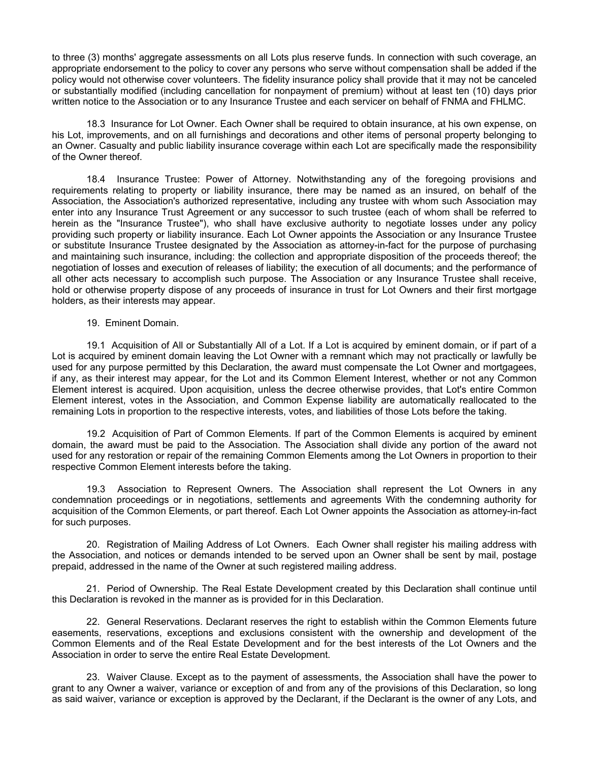to three (3) months' aggregate assessments on all Lots plus reserve funds. In connection with such coverage, an appropriate endorsement to the policy to cover any persons who serve without compensation shall be added if the policy would not otherwise cover volunteers. The fidelity insurance policy shall provide that it may not be canceled or substantially modified (including cancellation for nonpayment of premium) without at least ten (10) days prior written notice to the Association or to any Insurance Trustee and each servicer on behalf of FNMA and FHLMC.

18.3 Insurance for Lot Owner. Each Owner shall be required to obtain insurance, at his own expense, on his Lot, improvements, and on all furnishings and decorations and other items of personal property belonging to an Owner. Casualty and public liability insurance coverage within each Lot are specifically made the responsibility of the Owner thereof.

18.4 Insurance Trustee: Power of Attorney. Notwithstanding any of the foregoing provisions and requirements relating to property or liability insurance, there may be named as an insured, on behalf of the Association, the Association's authorized representative, including any trustee with whom such Association may enter into any Insurance Trust Agreement or any successor to such trustee (each of whom shall be referred to herein as the "Insurance Trustee"), who shall have exclusive authority to negotiate losses under any policy providing such property or liability insurance. Each Lot Owner appoints the Association or any Insurance Trustee or substitute Insurance Trustee designated by the Association as attorney-in-fact for the purpose of purchasing and maintaining such insurance, including: the collection and appropriate disposition of the proceeds thereof; the negotiation of losses and execution of releases of liability; the execution of all documents; and the performance of all other acts necessary to accomplish such purpose. The Association or any Insurance Trustee shall receive, hold or otherwise property dispose of any proceeds of insurance in trust for Lot Owners and their first mortgage holders, as their interests may appear.

19. Eminent Domain.

19.1 Acquisition of All or Substantially All of a Lot. If a Lot is acquired by eminent domain, or if part of a Lot is acquired by eminent domain leaving the Lot Owner with a remnant which may not practically or lawfully be used for any purpose permitted by this Declaration, the award must compensate the Lot Owner and mortgagees, if any, as their interest may appear, for the Lot and its Common Element Interest, whether or not any Common Element interest is acquired. Upon acquisition, unless the decree otherwise provides, that Lot's entire Common Element interest, votes in the Association, and Common Expense liability are automatically reallocated to the remaining Lots in proportion to the respective interests, votes, and liabilities of those Lots before the taking.

19.2 Acquisition of Part of Common Elements. If part of the Common Elements is acquired by eminent domain, the award must be paid to the Association. The Association shall divide any portion of the award not used for any restoration or repair of the remaining Common Elements among the Lot Owners in proportion to their respective Common Element interests before the taking.

19.3 Association to Represent Owners. The Association shall represent the Lot Owners in any condemnation proceedings or in negotiations, settlements and agreements With the condemning authority for acquisition of the Common Elements, or part thereof. Each Lot Owner appoints the Association as attorney-in-fact for such purposes.

20. Registration of Mailing Address of Lot Owners. Each Owner shall register his mailing address with the Association, and notices or demands intended to be served upon an Owner shall be sent by mail, postage prepaid, addressed in the name of the Owner at such registered mailing address.

21. Period of Ownership. The Real Estate Development created by this Declaration shall continue until this Declaration is revoked in the manner as is provided for in this Declaration.

22. General Reservations. Declarant reserves the right to establish within the Common Elements future easements, reservations, exceptions and exclusions consistent with the ownership and development of the Common Elements and of the Real Estate Development and for the best interests of the Lot Owners and the Association in order to serve the entire Real Estate Development.

23. Waiver Clause. Except as to the payment of assessments, the Association shall have the power to grant to any Owner a waiver, variance or exception of and from any of the provisions of this Declaration, so long as said waiver, variance or exception is approved by the Declarant, if the Declarant is the owner of any Lots, and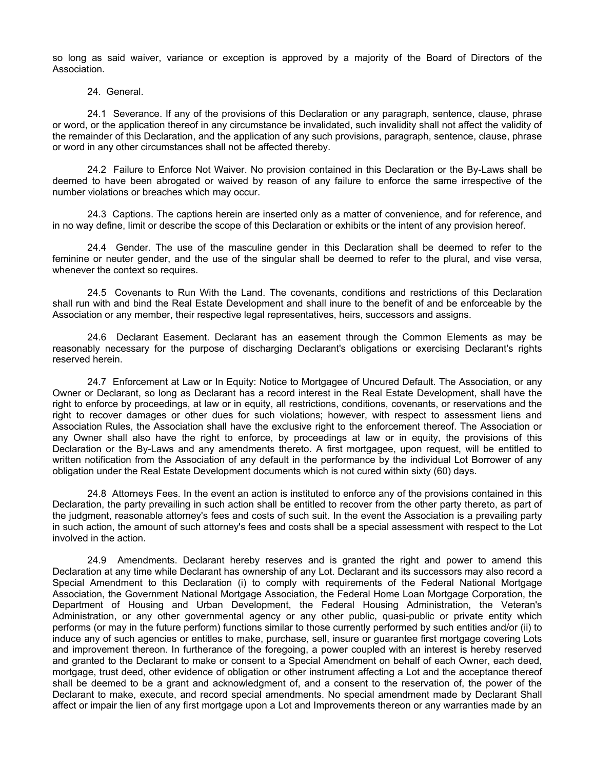so long as said waiver, variance or exception is approved by a majority of the Board of Directors of the Association.

24. General.

24.1 Severance. If any of the provisions of this Declaration or any paragraph, sentence, clause, phrase or word, or the application thereof in any circumstance be invalidated, such invalidity shall not affect the validity of the remainder of this Declaration, and the application of any such provisions, paragraph, sentence, clause, phrase or word in any other circumstances shall not be affected thereby.

24.2 Failure to Enforce Not Waiver. No provision contained in this Declaration or the By-Laws shall be deemed to have been abrogated or waived by reason of any failure to enforce the same irrespective of the number violations or breaches which may occur.

24.3 Captions. The captions herein are inserted only as a matter of convenience, and for reference, and in no way define, limit or describe the scope of this Declaration or exhibits or the intent of any provision hereof.

24.4 Gender. The use of the masculine gender in this Declaration shall be deemed to refer to the feminine or neuter gender, and the use of the singular shall be deemed to refer to the plural, and vise versa, whenever the context so requires.

24.5 Covenants to Run With the Land. The covenants, conditions and restrictions of this Declaration shall run with and bind the Real Estate Development and shall inure to the benefit of and be enforceable by the Association or any member, their respective legal representatives, heirs, successors and assigns.

24.6 Declarant Easement. Declarant has an easement through the Common Elements as may be reasonably necessary for the purpose of discharging Declarant's obligations or exercising Declarant's rights reserved herein.

24.7 Enforcement at Law or In Equity: Notice to Mortgagee of Uncured Default. The Association, or any Owner or Declarant, so long as Declarant has a record interest in the Real Estate Development, shall have the right to enforce by proceedings, at law or in equity, all restrictions, conditions, covenants, or reservations and the right to recover damages or other dues for such violations; however, with respect to assessment liens and Association Rules, the Association shall have the exclusive right to the enforcement thereof. The Association or any Owner shall also have the right to enforce, by proceedings at law or in equity, the provisions of this Declaration or the By-Laws and any amendments thereto. A first mortgagee, upon request, will be entitled to written notification from the Association of any default in the performance by the individual Lot Borrower of any obligation under the Real Estate Development documents which is not cured within sixty (60) days.

24.8 Attorneys Fees. In the event an action is instituted to enforce any of the provisions contained in this Declaration, the party prevailing in such action shall be entitled to recover from the other party thereto, as part of the judgment, reasonable attorney's fees and costs of such suit. In the event the Association is a prevailing party in such action, the amount of such attorney's fees and costs shall be a special assessment with respect to the Lot involved in the action.

24.9 Amendments. Declarant hereby reserves and is granted the right and power to amend this Declaration at any time while Declarant has ownership of any Lot. Declarant and its successors may also record a Special Amendment to this Declaration (i) to comply with requirements of the Federal National Mortgage Association, the Government National Mortgage Association, the Federal Home Loan Mortgage Corporation, the Department of Housing and Urban Development, the Federal Housing Administration, the Veteran's Administration, or any other governmental agency or any other public, quasi-public or private entity which performs (or may in the future perform) functions similar to those currently performed by such entities and/or (ii) to induce any of such agencies or entitles to make, purchase, sell, insure or guarantee first mortgage covering Lots and improvement thereon. In furtherance of the foregoing, a power coupled with an interest is hereby reserved and granted to the Declarant to make or consent to a Special Amendment on behalf of each Owner, each deed, mortgage, trust deed, other evidence of obligation or other instrument affecting a Lot and the acceptance thereof shall be deemed to be a grant and acknowledgment of, and a consent to the reservation of, the power of the Declarant to make, execute, and record special amendments. No special amendment made by Declarant Shall affect or impair the lien of any first mortgage upon a Lot and Improvements thereon or any warranties made by an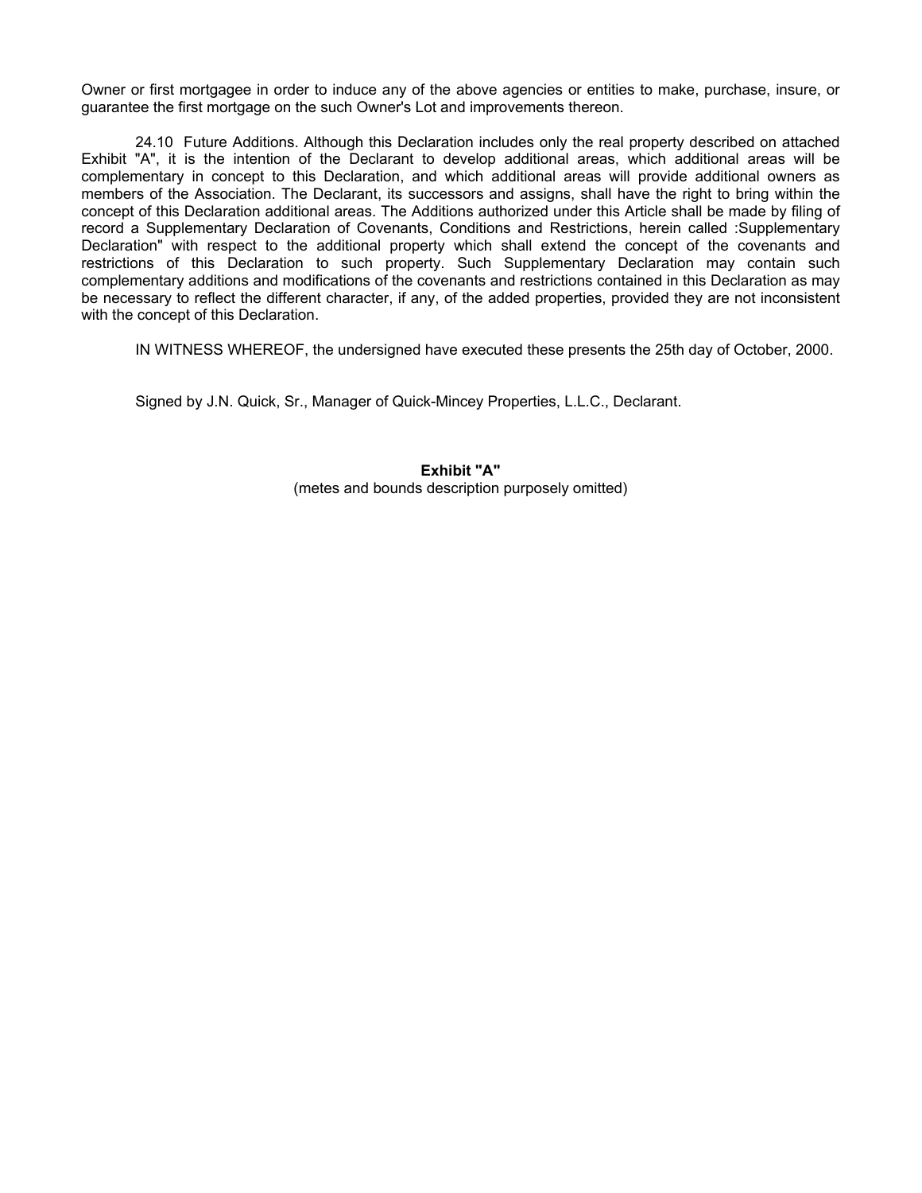Owner or first mortgagee in order to induce any of the above agencies or entities to make, purchase, insure, or guarantee the first mortgage on the such Owner's Lot and improvements thereon.

24.10 Future Additions. Although this Declaration includes only the real property described on attached Exhibit "A", it is the intention of the Declarant to develop additional areas, which additional areas will be complementary in concept to this Declaration, and which additional areas will provide additional owners as members of the Association. The Declarant, its successors and assigns, shall have the right to bring within the concept of this Declaration additional areas. The Additions authorized under this Article shall be made by filing of record a Supplementary Declaration of Covenants, Conditions and Restrictions, herein called :Supplementary Declaration" with respect to the additional property which shall extend the concept of the covenants and restrictions of this Declaration to such property. Such Supplementary Declaration may contain such complementary additions and modifications of the covenants and restrictions contained in this Declaration as may be necessary to reflect the different character, if any, of the added properties, provided they are not inconsistent with the concept of this Declaration.

IN WITNESS WHEREOF, the undersigned have executed these presents the 25th day of October, 2000.

Signed by J.N. Quick, Sr., Manager of Quick-Mincey Properties, L.L.C., Declarant.

**Exhibit "A"**

(metes and bounds description purposely omitted)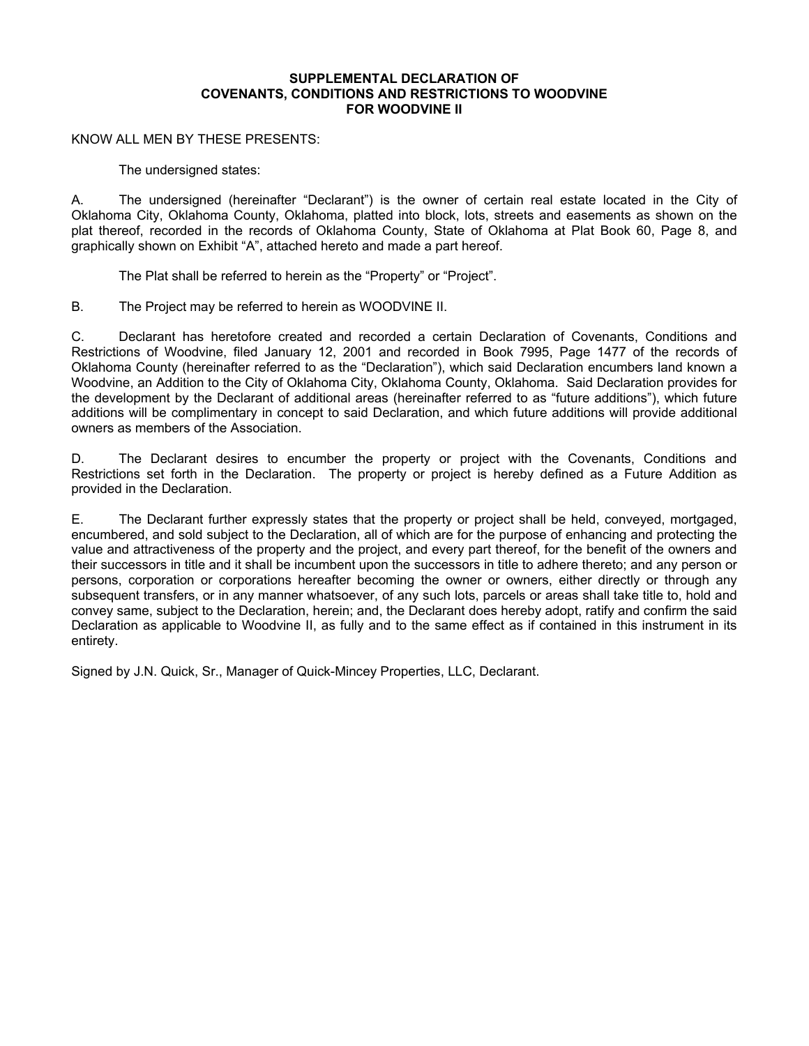**SUPPLEMENTAL DECLARATION OF**
**COVENANTS, CONDITIONS AND RESTRICTIONS TO WOODVINE**
**FOR WOODVINE II**

KNOW ALL MEN BY THESE PRESENTS:

The undersigned states:

A. The undersigned (hereinafter "Declarant") is the owner of certain real estate located in the City of Oklahoma City, Oklahoma County, Oklahoma, platted into block, lots, streets and easements as shown on the plat thereof, recorded in the records of Oklahoma County, State of Oklahoma at Plat Book 60, Page 8, and graphically shown on Exhibit "A", attached hereto and made a part hereof.

The Plat shall be referred to herein as the "Property" or "Project".

B. The Project may be referred to herein as WOODVINE II.

C. Declarant has heretofore created and recorded a certain Declaration of Covenants, Conditions and Restrictions of Woodvine, filed January 12, 2001 and recorded in Book 7995, Page 1477 of the records of Oklahoma County (hereinafter referred to as the "Declaration"), which said Declaration encumbers land known a Woodvine, an Addition to the City of Oklahoma City, Oklahoma County, Oklahoma. Said Declaration provides for the development by the Declarant of additional areas (hereinafter referred to as "future additions"), which future additions will be complimentary in concept to said Declaration, and which future additions will provide additional owners as members of the Association.

D. The Declarant desires to encumber the property or project with the Covenants, Conditions and Restrictions set forth in the Declaration. The property or project is hereby defined as a Future Addition as provided in the Declaration.

E. The Declarant further expressly states that the property or project shall be held, conveyed, mortgaged, encumbered, and sold subject to the Declaration, all of which are for the purpose of enhancing and protecting the value and attractiveness of the property and the project, and every part thereof, for the benefit of the owners and their successors in title and it shall be incumbent upon the successors in title to adhere thereto; and any person or persons, corporation or corporations hereafter becoming the owner or owners, either directly or through any subsequent transfers, or in any manner whatsoever, of any such lots, parcels or areas shall take title to, hold and convey same, subject to the Declaration, herein; and, the Declarant does hereby adopt, ratify and confirm the said Declaration as applicable to Woodvine II, as fully and to the same effect as if contained in this instrument in its entirety.

Signed by J.N. Quick, Sr., Manager of Quick-Mincey Properties, LLC, Declarant.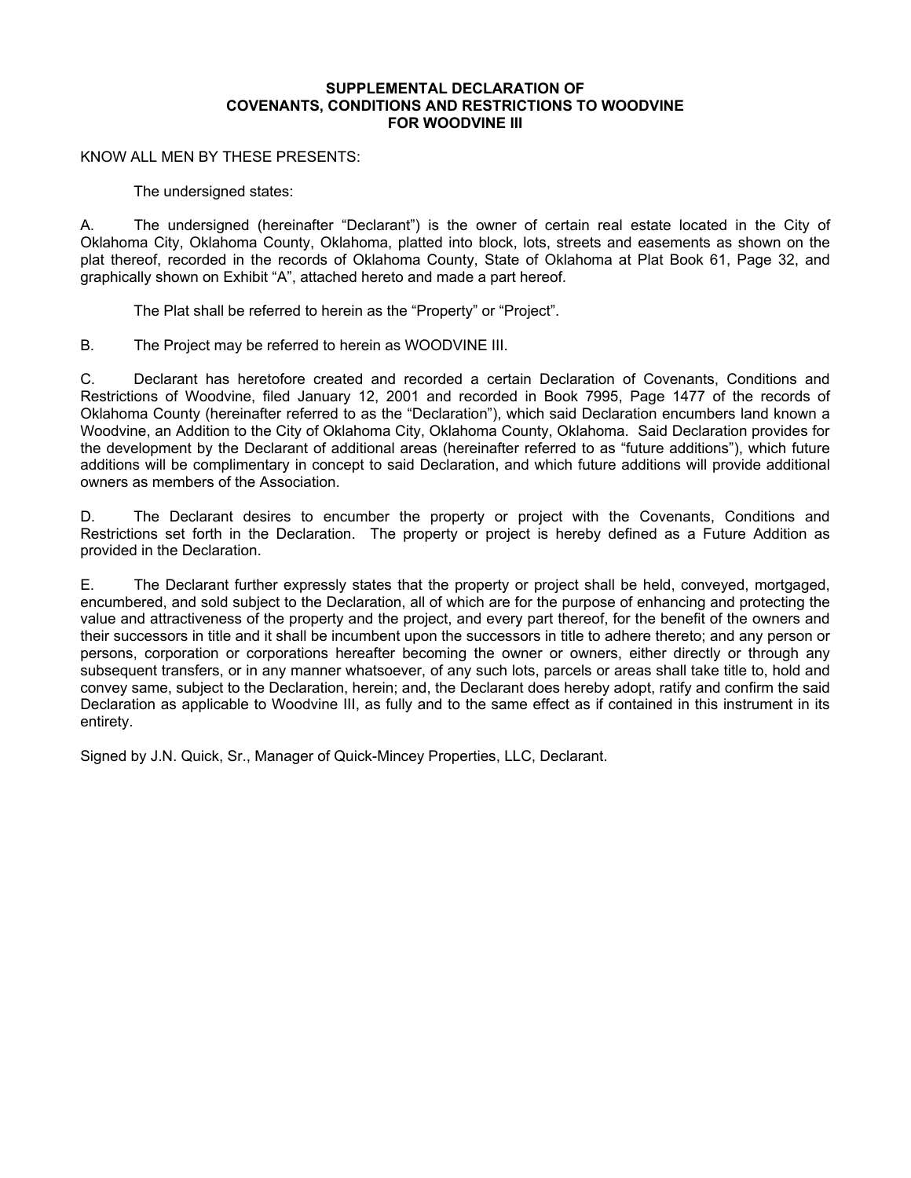**SUPPLEMENTAL DECLARATION OF COVENANTS, CONDITIONS AND RESTRICTIONS TO WOODVINE FOR WOODVINE III**

KNOW ALL MEN BY THESE PRESENTS:

The undersigned states:

A. The undersigned (hereinafter "Declarant") is the owner of certain real estate located in the City of Oklahoma City, Oklahoma County, Oklahoma, platted into block, lots, streets and easements as shown on the plat thereof, recorded in the records of Oklahoma County, State of Oklahoma at Plat Book 61, Page 32, and graphically shown on Exhibit "A", attached hereto and made a part hereof.

The Plat shall be referred to herein as the "Property" or "Project".

B. The Project may be referred to herein as WOODVINE III.

C. Declarant has heretofore created and recorded a certain Declaration of Covenants, Conditions and Restrictions of Woodvine, filed January 12, 2001 and recorded in Book 7995, Page 1477 of the records of Oklahoma County (hereinafter referred to as the "Declaration"), which said Declaration encumbers land known a Woodvine, an Addition to the City of Oklahoma City, Oklahoma County, Oklahoma. Said Declaration provides for the development by the Declarant of additional areas (hereinafter referred to as "future additions"), which future additions will be complimentary in concept to said Declaration, and which future additions will provide additional owners as members of the Association.

D. The Declarant desires to encumber the property or project with the Covenants, Conditions and Restrictions set forth in the Declaration. The property or project is hereby defined as a Future Addition as provided in the Declaration.

E. The Declarant further expressly states that the property or project shall be held, conveyed, mortgaged, encumbered, and sold subject to the Declaration, all of which are for the purpose of enhancing and protecting the value and attractiveness of the property and the project, and every part thereof, for the benefit of the owners and their successors in title and it shall be incumbent upon the successors in title to adhere thereto; and any person or persons, corporation or corporations hereafter becoming the owner or owners, either directly or through any subsequent transfers, or in any manner whatsoever, of any such lots, parcels or areas shall take title to, hold and convey same, subject to the Declaration, herein; and, the Declarant does hereby adopt, ratify and confirm the said Declaration as applicable to Woodvine III, as fully and to the same effect as if contained in this instrument in its entirety.

Signed by J.N. Quick, Sr., Manager of Quick-Mincey Properties, LLC, Declarant.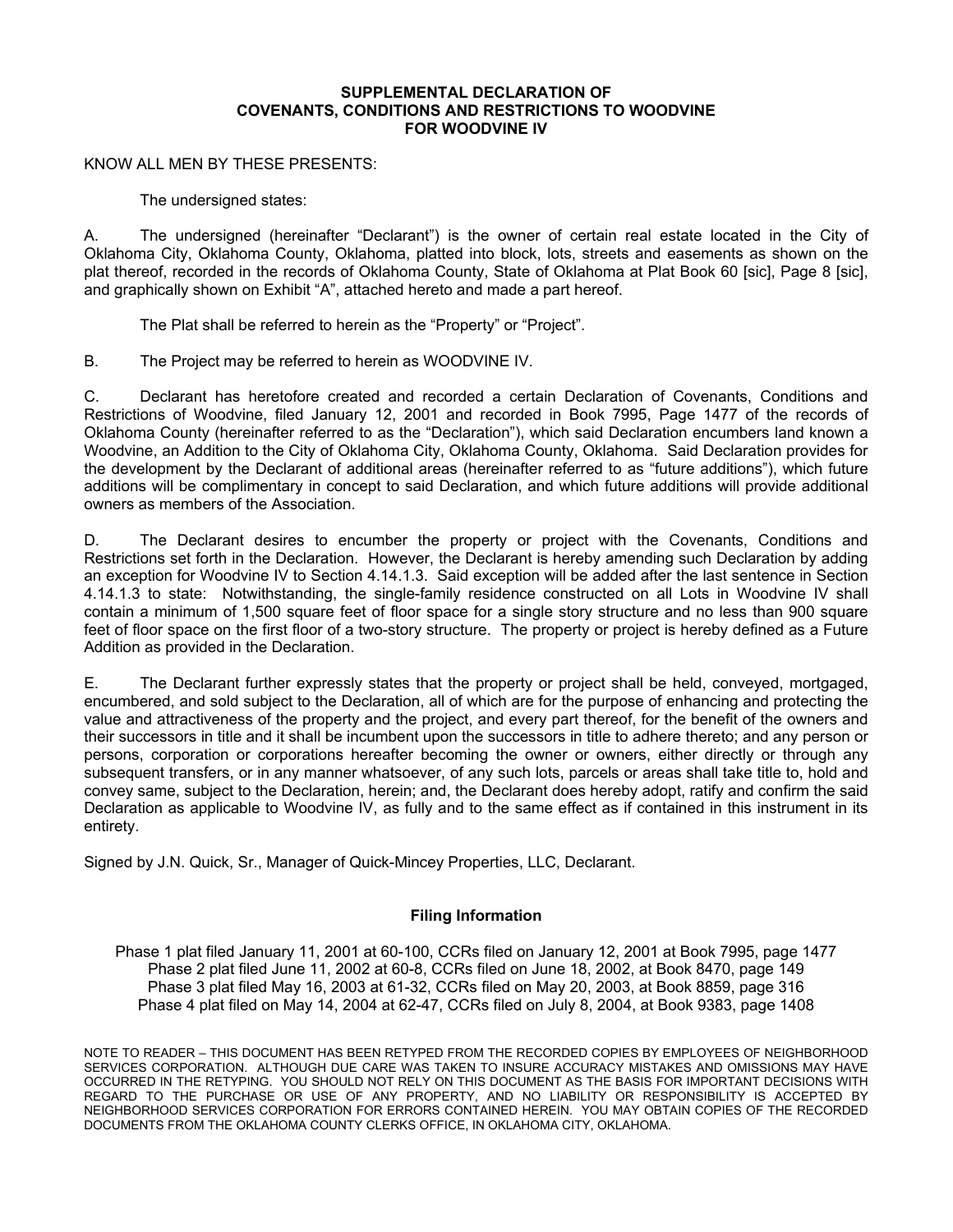# SUPPLEMENTAL DECLARATION OF COVENANTS, CONDITIONS AND RESTRICTIONS TO WOODVINE FOR WOODVINE IV

KNOW ALL MEN BY THESE PRESENTS:

The undersigned states:

A. The undersigned (hereinafter "Declarant") is the owner of certain real estate located in the City of Oklahoma City, Oklahoma County, Oklahoma, platted into block, lots, streets and easements as shown on the plat thereof, recorded in the records of Oklahoma County, State of Oklahoma at Plat Book 60 [sic], Page 8 [sic], and graphically shown on Exhibit "A", attached hereto and made a part hereof.

The Plat shall be referred to herein as the "Property" or "Project".

B. The Project may be referred to herein as WOODVINE IV.

C. Declarant has heretofore created and recorded a certain Declaration of Covenants, Conditions and Restrictions of Woodvine, filed January 12, 2001 and recorded in Book 7995, Page 1477 of the records of Oklahoma County (hereinafter referred to as the "Declaration"), which said Declaration encumbers land known a Woodvine, an Addition to the City of Oklahoma City, Oklahoma County, Oklahoma. Said Declaration provides for the development by the Declarant of additional areas (hereinafter referred to as "future additions"), which future additions will be complimentary in concept to said Declaration, and which future additions will provide additional owners as members of the Association.

D. The Declarant desires to encumber the property or project with the Covenants, Conditions and Restrictions set forth in the Declaration. However, the Declarant is hereby amending such Declaration by adding an exception for Woodvine IV to Section 4.14.1.3. Said exception will be added after the last sentence in Section 4.14.1.3 to state: Notwithstanding, the single-family residence constructed on all Lots in Woodvine IV shall contain a minimum of 1,500 square feet of floor space for a single story structure and no less than 900 square feet of floor space on the first floor of a two-story structure. The property or project is hereby defined as a Future Addition as provided in the Declaration.

E. The Declarant further expressly states that the property or project shall be held, conveyed, mortgaged, encumbered, and sold subject to the Declaration, all of which are for the purpose of enhancing and protecting the value and attractiveness of the property and the project, and every part thereof, for the benefit of the owners and their successors in title and it shall be incumbent upon the successors in title to adhere thereto; and any person or persons, corporation or corporations hereafter becoming the owner or owners, either directly or through any subsequent transfers, or in any manner whatsoever, of any such lots, parcels or areas shall take title to, hold and convey same, subject to the Declaration, herein; and, the Declarant does hereby adopt, ratify and confirm the said Declaration as applicable to Woodvine IV, as fully and to the same effect as if contained in this instrument in its entirety.

Signed by J.N. Quick, Sr., Manager of Quick-Mincey Properties, LLC, Declarant.

### Filing Information

Phase 1 plat filed January 11, 2001 at 60-100, CCRs filed on January 12, 2001 at Book 7995, page 1477
Phase 2 plat filed June 11, 2002 at 60-8, CCRs filed on June 18, 2002, at Book 8470, page 149
Phase 3 plat filed May 16, 2003 at 61-32, CCRs filed on May 20, 2003, at Book 8859, page 316
Phase 4 plat filed on May 14, 2004 at 62-47, CCRs filed on July 8, 2004, at Book 9383, page 1408

NOTE TO READER – THIS DOCUMENT HAS BEEN RETYPED FROM THE RECORDED COPIES BY EMPLOYEES OF NEIGHBORHOOD SERVICES CORPORATION. ALTHOUGH DUE CARE WAS TAKEN TO INSURE ACCURACY MISTAKES AND OMISSIONS MAY HAVE OCCURRED IN THE RETYPING. YOU SHOULD NOT RELY ON THIS DOCUMENT AS THE BASIS FOR IMPORTANT DECISIONS WITH REGARD TO THE PURCHASE OR USE OF ANY PROPERTY, AND NO LIABILITY OR RESPONSIBILITY IS ACCEPTED BY NEIGHBORHOOD SERVICES CORPORATION FOR ERRORS CONTAINED HEREIN. YOU MAY OBTAIN COPIES OF THE RECORDED DOCUMENTS FROM THE OKLAHOMA COUNTY CLERKS OFFICE, IN OKLAHOMA CITY, OKLAHOMA.